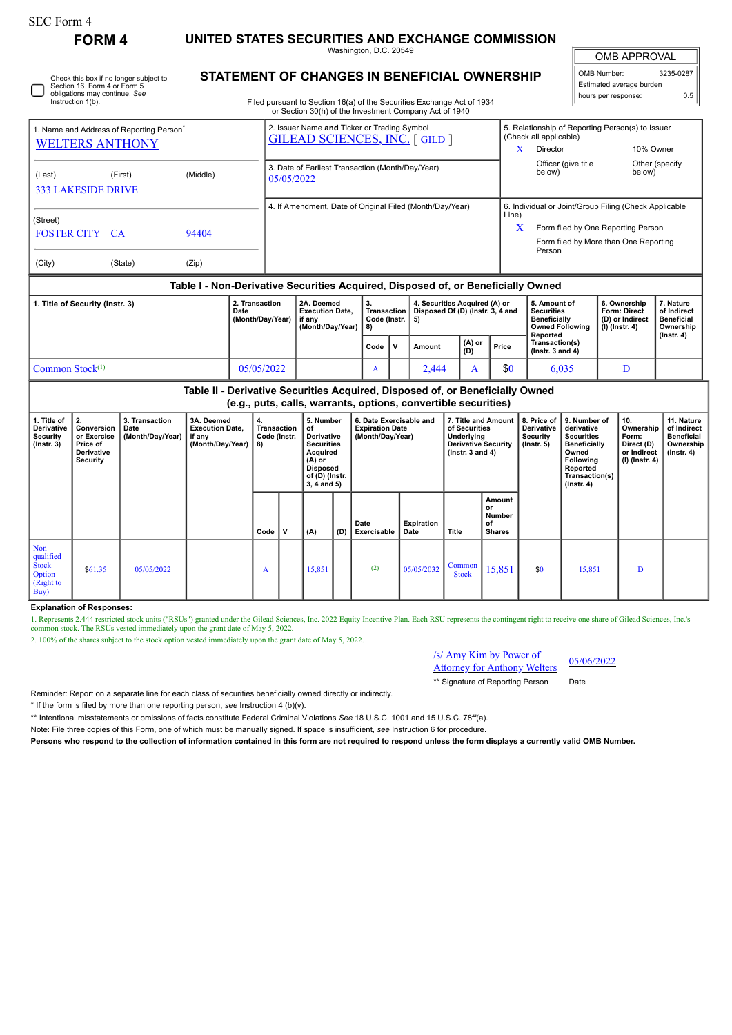SEC Form 4

# FORM 4

## UNITED STATES SECURITIES AND EXCHANGE COMMISSION

Washington, D.C. 20549

## STATEMENT OF CHANGES IN BENEFICIAL OWNERSHIP

Filed pursuant to Section 16(a) of the Securities Exchange Act of 1934 or Section 30(h) of the Investment Company Act of 1940

Check this box if no longer subject to Section 16. Form 4 or Form 5 obligations may continue. *See* Instruction 1(b).

| OMB APPROVAL | |
|---|---|
| OMB Number: | 3235-0287 |
| Estimated average burden | |
| hours per response: | 0.5 |

1. Name and Address of Reporting Person*
WELTERS ANTHONY

(Last) (First) (Middle)
333 LAKESIDE DRIVE

(Street)
FOSTER CITY CA 94404

(City) (State) (Zip)

2. Issuer Name **and** Ticker or Trading Symbol
GILEAD SCIENCES, INC. [ GILD ]

3. Date of Earliest Transaction (Month/Day/Year)
05/05/2022

4. If Amendment, Date of Original Filed (Month/Day/Year)

5. Relationship of Reporting Person(s) to Issuer (Check all applicable)
X Director
10% Owner
Officer (give title below)
Other (specify below)

6. Individual or Joint/Group Filing (Check Applicable Line)
X Form filed by One Reporting Person
Form filed by More than One Reporting Person

### Table I - Non-Derivative Securities Acquired, Disposed of, or Beneficially Owned

| 1. Title of Security (Instr. 3) | 2. Transaction Date (Month/Day/Year) | 2A. Deemed Execution Date, if any (Month/Day/Year) | 3. Transaction Code (Instr. 8) | | 4. Securities Acquired (A) or Disposed Of (D) (Instr. 3, 4 and 5) | | | 5. Amount of Securities Beneficially Owned Following Reported Transaction(s) (Instr. 3 and 4) | 6. Ownership Form: Direct (D) or Indirect (I) (Instr. 4) | 7. Nature of Indirect Beneficial Ownership (Instr. 4) |
|---|---|---|---|---|---|---|---|---|---|---|
| | | | Code | V | Amount | (A) or (D) | Price | | | |
| Common Stock[(1)] | 05/05/2022 | | A | | 2,444 | A | $0 | 6,035 | D | |

### Table II - Derivative Securities Acquired, Disposed of, or Beneficially Owned (e.g., puts, calls, warrants, options, convertible securities)

| 1. Title of Derivative Security (Instr. 3) | 2. Conversion or Exercise Price of Derivative Security | 3. Transaction Date (Month/Day/Year) | 3A. Deemed Execution Date, if any (Month/Day/Year) | 4. Transaction Code (Instr. 8) | | 5. Number of Derivative Securities Acquired (A) or Disposed of (D) (Instr. 3, 4 and 5) | | 6. Date Exercisable and Expiration Date (Month/Day/Year) | | 7. Title and Amount of Securities Underlying Derivative Security (Instr. 3 and 4) | | 8. Price of Derivative Security (Instr. 5) | 9. Number of derivative Securities Beneficially Owned Following Reported Transaction(s) (Instr. 4) | 10. Ownership Form: Direct (D) or Indirect (I) (Instr. 4) | 11. Nature of Indirect Beneficial Ownership (Instr. 4) |
|---|---|---|---|---|---|---|---|---|---|---|---|---|---|---|---|
| | | | | Code | V | (A) | (D) | Date Exercisable | Expiration Date | Title | Amount or Number of Shares | | | | |
| Non-qualified Stock Option (Right to Buy) | $61.35 | 05/05/2022 | | A | | 15,851 | | (2) | 05/05/2032 | Common Stock | 15,851 | $0 | 15,851 | D | |

**Explanation of Responses:**

1. Represents 2,444 restricted stock units ("RSUs") granted under the Gilead Sciences, Inc. 2022 Equity Incentive Plan. Each RSU represents the contingent right to receive one share of Gilead Sciences, Inc.'s common stock. The RSUs vested immediately upon the grant date of May 5, 2022.

2. 100% of the shares subject to the stock option vested immediately upon the grant date of May 5, 2022.

/s/ Amy Kim by Power of Attorney for Anthony Welters — 05/06/2022

** Signature of Reporting Person — Date

Reminder: Report on a separate line for each class of securities beneficially owned directly or indirectly.

* If the form is filed by more than one reporting person, *see* Instruction 4 (b)(v).

** Intentional misstatements or omissions of facts constitute Federal Criminal Violations *See* 18 U.S.C. 1001 and 15 U.S.C. 78ff(a).

Note: File three copies of this Form, one of which must be manually signed. If space is insufficient, *see* Instruction 6 for procedure.

**Persons who respond to the collection of information contained in this form are not required to respond unless the form displays a currently valid OMB Number.**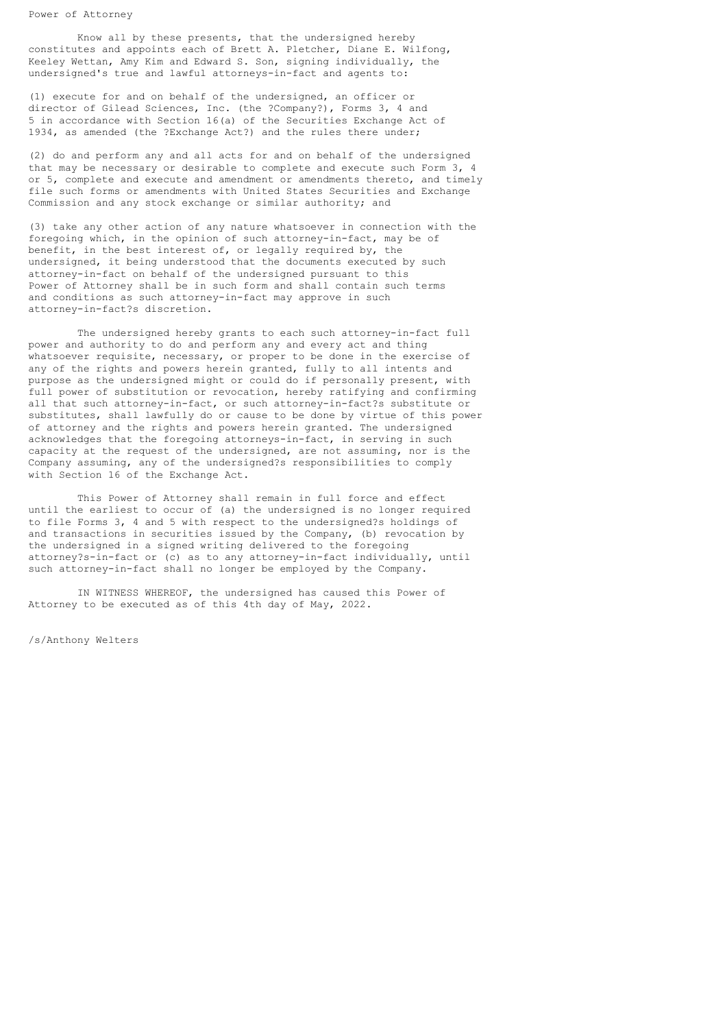Power of Attorney

Know all by these presents, that the undersigned hereby constitutes and appoints each of Brett A. Pletcher, Diane E. Wilfong, Keeley Wettan, Amy Kim and Edward S. Son, signing individually, the undersigned's true and lawful attorneys-in-fact and agents to:

(1) execute for and on behalf of the undersigned, an officer or director of Gilead Sciences, Inc. (the ?Company?), Forms 3, 4 and 5 in accordance with Section 16(a) of the Securities Exchange Act of 1934, as amended (the ?Exchange Act?) and the rules there under;

(2) do and perform any and all acts for and on behalf of the undersigned that may be necessary or desirable to complete and execute such Form 3, 4 or 5, complete and execute and amendment or amendments thereto, and timely file such forms or amendments with United States Securities and Exchange Commission and any stock exchange or similar authority; and

(3) take any other action of any nature whatsoever in connection with the foregoing which, in the opinion of such attorney-in-fact, may be of benefit, in the best interest of, or legally required by, the undersigned, it being understood that the documents executed by such attorney-in-fact on behalf of the undersigned pursuant to this Power of Attorney shall be in such form and shall contain such terms and conditions as such attorney-in-fact may approve in such attorney-in-fact?s discretion.

The undersigned hereby grants to each such attorney-in-fact full power and authority to do and perform any and every act and thing whatsoever requisite, necessary, or proper to be done in the exercise of any of the rights and powers herein granted, fully to all intents and purpose as the undersigned might or could do if personally present, with full power of substitution or revocation, hereby ratifying and confirming all that such attorney-in-fact, or such attorney-in-fact?s substitute or substitutes, shall lawfully do or cause to be done by virtue of this power of attorney and the rights and powers herein granted. The undersigned acknowledges that the foregoing attorneys-in-fact, in serving in such capacity at the request of the undersigned, are not assuming, nor is the Company assuming, any of the undersigned?s responsibilities to comply with Section 16 of the Exchange Act.

This Power of Attorney shall remain in full force and effect until the earliest to occur of (a) the undersigned is no longer required to file Forms 3, 4 and 5 with respect to the undersigned?s holdings of and transactions in securities issued by the Company, (b) revocation by the undersigned in a signed writing delivered to the foregoing attorney?s-in-fact or (c) as to any attorney-in-fact individually, until such attorney-in-fact shall no longer be employed by the Company.

IN WITNESS WHEREOF, the undersigned has caused this Power of Attorney to be executed as of this 4th day of May, 2022.

/s/Anthony Welters